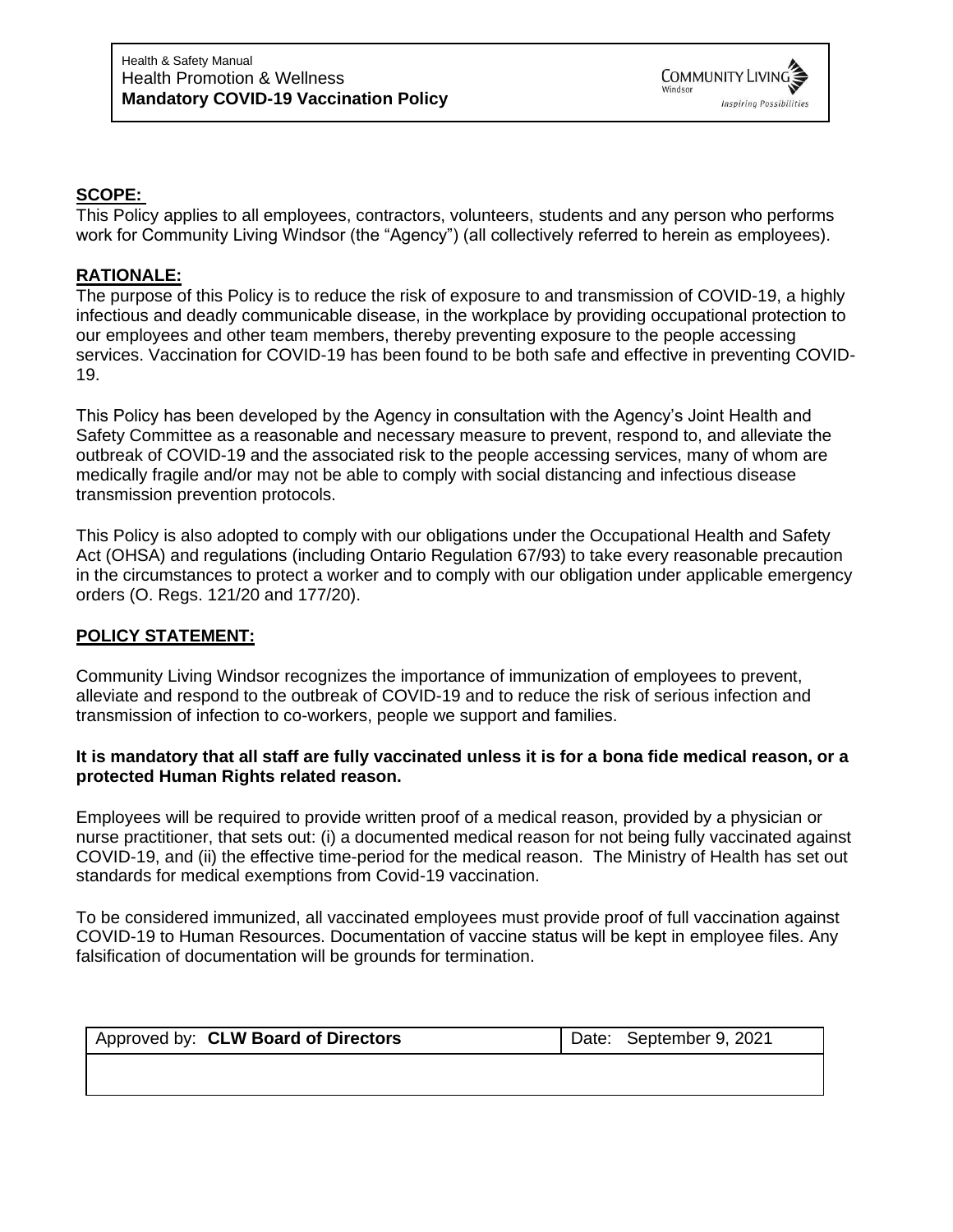Health & Safety Manual
Health Promotion & Wellness
**Mandatory COVID-19 Vaccination Policy**

COMMUNITY LIVING Windsor *Inspiring Possibilities*

## SCOPE:

This Policy applies to all employees, contractors, volunteers, students and any person who performs work for Community Living Windsor (the "Agency") (all collectively referred to herein as employees).

## RATIONALE:

The purpose of this Policy is to reduce the risk of exposure to and transmission of COVID-19, a highly infectious and deadly communicable disease, in the workplace by providing occupational protection to our employees and other team members, thereby preventing exposure to the people accessing services. Vaccination for COVID-19 has been found to be both safe and effective in preventing COVID-19.

This Policy has been developed by the Agency in consultation with the Agency's Joint Health and Safety Committee as a reasonable and necessary measure to prevent, respond to, and alleviate the outbreak of COVID-19 and the associated risk to the people accessing services, many of whom are medically fragile and/or may not be able to comply with social distancing and infectious disease transmission prevention protocols.

This Policy is also adopted to comply with our obligations under the Occupational Health and Safety Act (OHSA) and regulations (including Ontario Regulation 67/93) to take every reasonable precaution in the circumstances to protect a worker and to comply with our obligation under applicable emergency orders (O. Regs. 121/20 and 177/20).

## POLICY STATEMENT:

Community Living Windsor recognizes the importance of immunization of employees to prevent, alleviate and respond to the outbreak of COVID-19 and to reduce the risk of serious infection and transmission of infection to co-workers, people we support and families.

**It is mandatory that all staff are fully vaccinated unless it is for a bona fide medical reason, or a protected Human Rights related reason.**

Employees will be required to provide written proof of a medical reason, provided by a physician or nurse practitioner, that sets out: (i) a documented medical reason for not being fully vaccinated against COVID-19, and (ii) the effective time-period for the medical reason. The Ministry of Health has set out standards for medical exemptions from Covid-19 vaccination.

To be considered immunized, all vaccinated employees must provide proof of full vaccination against COVID-19 to Human Resources. Documentation of vaccine status will be kept in employee files. Any falsification of documentation will be grounds for termination.

| Approved by: **CLW Board of Directors** | Date: September 9, 2021 |
| --- | --- |
| | |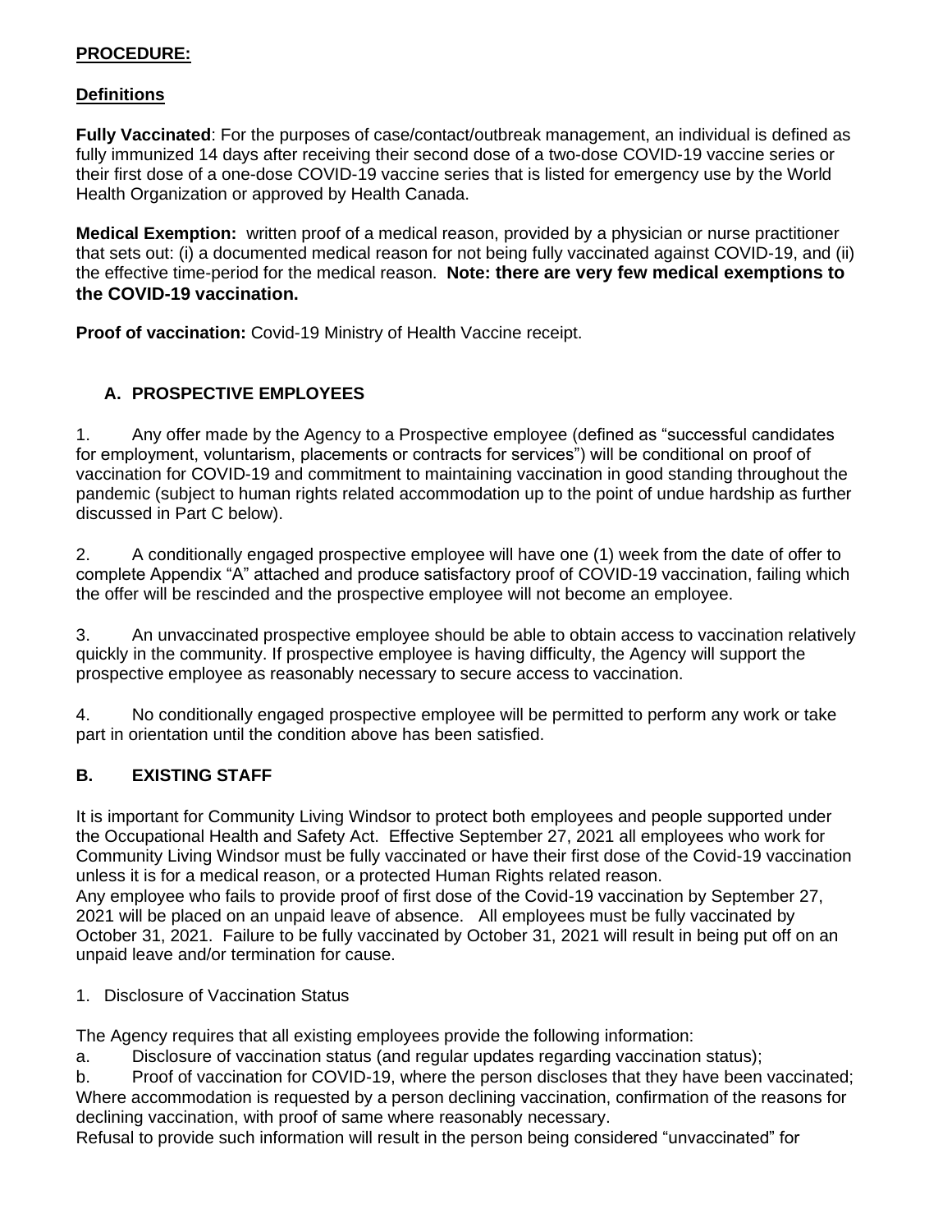**PROCEDURE:**

**Definitions**

**Fully Vaccinated**: For the purposes of case/contact/outbreak management, an individual is defined as fully immunized 14 days after receiving their second dose of a two-dose COVID-19 vaccine series or their first dose of a one-dose COVID-19 vaccine series that is listed for emergency use by the World Health Organization or approved by Health Canada.

**Medical Exemption:** written proof of a medical reason, provided by a physician or nurse practitioner that sets out: (i) a documented medical reason for not being fully vaccinated against COVID-19, and (ii) the effective time-period for the medical reason. **Note: there are very few medical exemptions to the COVID-19 vaccination.**

**Proof of vaccination:** Covid-19 Ministry of Health Vaccine receipt.

## A. PROSPECTIVE EMPLOYEES

1. Any offer made by the Agency to a Prospective employee (defined as "successful candidates for employment, voluntarism, placements or contracts for services") will be conditional on proof of vaccination for COVID-19 and commitment to maintaining vaccination in good standing throughout the pandemic (subject to human rights related accommodation up to the point of undue hardship as further discussed in Part C below).

2. A conditionally engaged prospective employee will have one (1) week from the date of offer to complete Appendix "A" attached and produce satisfactory proof of COVID-19 vaccination, failing which the offer will be rescinded and the prospective employee will not become an employee.

3. An unvaccinated prospective employee should be able to obtain access to vaccination relatively quickly in the community. If prospective employee is having difficulty, the Agency will support the prospective employee as reasonably necessary to secure access to vaccination.

4. No conditionally engaged prospective employee will be permitted to perform any work or take part in orientation until the condition above has been satisfied.

## B. EXISTING STAFF

It is important for Community Living Windsor to protect both employees and people supported under the Occupational Health and Safety Act. Effective September 27, 2021 all employees who work for Community Living Windsor must be fully vaccinated or have their first dose of the Covid-19 vaccination unless it is for a medical reason, or a protected Human Rights related reason.
Any employee who fails to provide proof of first dose of the Covid-19 vaccination by September 27, 2021 will be placed on an unpaid leave of absence. All employees must be fully vaccinated by October 31, 2021. Failure to be fully vaccinated by October 31, 2021 will result in being put off on an unpaid leave and/or termination for cause.

1. Disclosure of Vaccination Status

The Agency requires that all existing employees provide the following information:

a. Disclosure of vaccination status (and regular updates regarding vaccination status);

b. Proof of vaccination for COVID-19, where the person discloses that they have been vaccinated;

Where accommodation is requested by a person declining vaccination, confirmation of the reasons for declining vaccination, with proof of same where reasonably necessary.
Refusal to provide such information will result in the person being considered "unvaccinated" for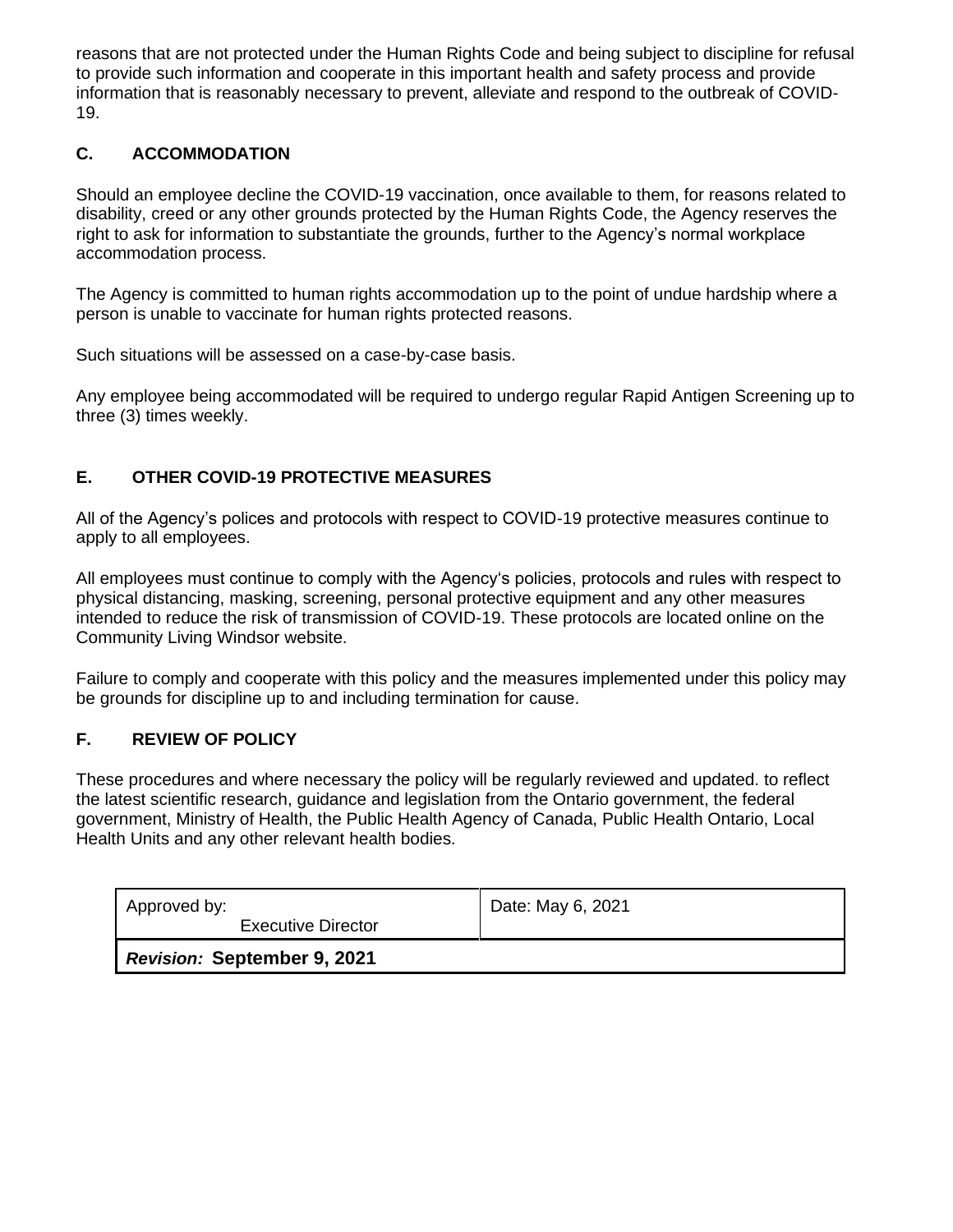reasons that are not protected under the Human Rights Code and being subject to discipline for refusal to provide such information and cooperate in this important health and safety process and provide information that is reasonably necessary to prevent, alleviate and respond to the outbreak of COVID-19.

## C. ACCOMMODATION

Should an employee decline the COVID-19 vaccination, once available to them, for reasons related to disability, creed or any other grounds protected by the Human Rights Code, the Agency reserves the right to ask for information to substantiate the grounds, further to the Agency's normal workplace accommodation process.

The Agency is committed to human rights accommodation up to the point of undue hardship where a person is unable to vaccinate for human rights protected reasons.

Such situations will be assessed on a case-by-case basis.

Any employee being accommodated will be required to undergo regular Rapid Antigen Screening up to three (3) times weekly.

## E. OTHER COVID-19 PROTECTIVE MEASURES

All of the Agency's polices and protocols with respect to COVID-19 protective measures continue to apply to all employees.

All employees must continue to comply with the Agency's policies, protocols and rules with respect to physical distancing, masking, screening, personal protective equipment and any other measures intended to reduce the risk of transmission of COVID-19. These protocols are located online on the Community Living Windsor website.

Failure to comply and cooperate with this policy and the measures implemented under this policy may be grounds for discipline up to and including termination for cause.

## F. REVIEW OF POLICY

These procedures and where necessary the policy will be regularly reviewed and updated. to reflect the latest scientific research, guidance and legislation from the Ontario government, the federal government, Ministry of Health, the Public Health Agency of Canada, Public Health Ontario, Local Health Units and any other relevant health bodies.

| Approved by: Executive Director | Date: May 6, 2021 |
| --- | --- |
| ***Revision:* September 9, 2021** | |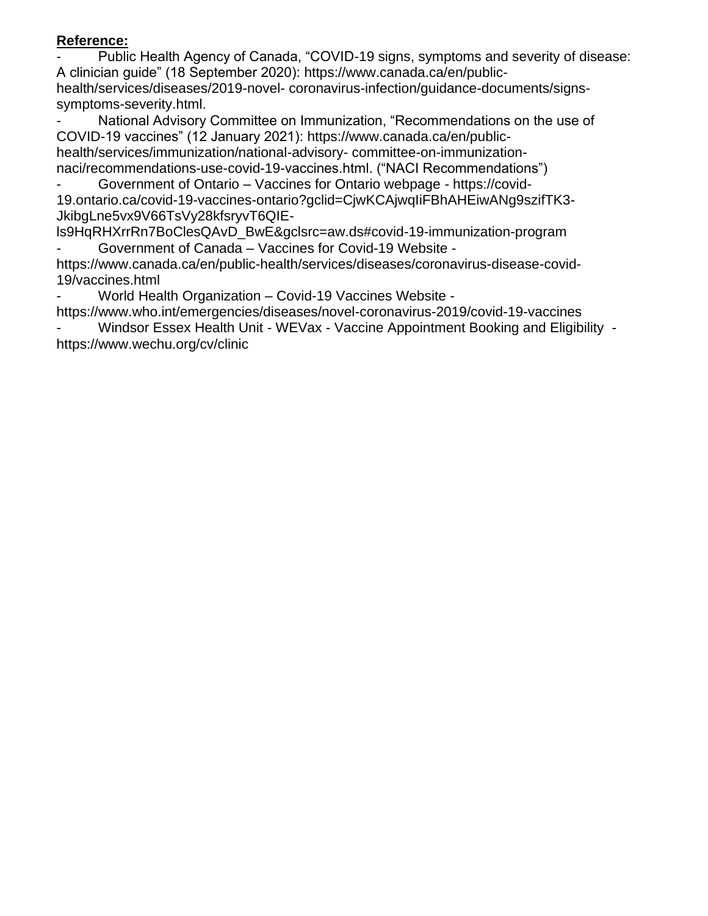**Reference:**

- Public Health Agency of Canada, "COVID-19 signs, symptoms and severity of disease: A clinician guide" (18 September 2020): https://www.canada.ca/en/public-health/services/diseases/2019-novel- coronavirus-infection/guidance-documents/signs-symptoms-severity.html.
- National Advisory Committee on Immunization, "Recommendations on the use of COVID-19 vaccines" (12 January 2021): https://www.canada.ca/en/public-health/services/immunization/national-advisory- committee-on-immunization-naci/recommendations-use-covid-19-vaccines.html. ("NACI Recommendations")
- Government of Ontario – Vaccines for Ontario webpage - https://covid-19.ontario.ca/covid-19-vaccines-ontario?gclid=CjwKCAjwqIiFBhAHEiwANg9szifTK3-JkibgLne5vx9V66TsVy28kfsryvT6QIE-ls9HqRHXrrRn7BoClesQAvD_BwE&gclsrc=aw.ds#covid-19-immunization-program
- Government of Canada – Vaccines for Covid-19 Website - https://www.canada.ca/en/public-health/services/diseases/coronavirus-disease-covid-19/vaccines.html
- World Health Organization – Covid-19 Vaccines Website - https://www.who.int/emergencies/diseases/novel-coronavirus-2019/covid-19-vaccines
- Windsor Essex Health Unit - WEVax - Vaccine Appointment Booking and Eligibility - https://www.wechu.org/cv/clinic